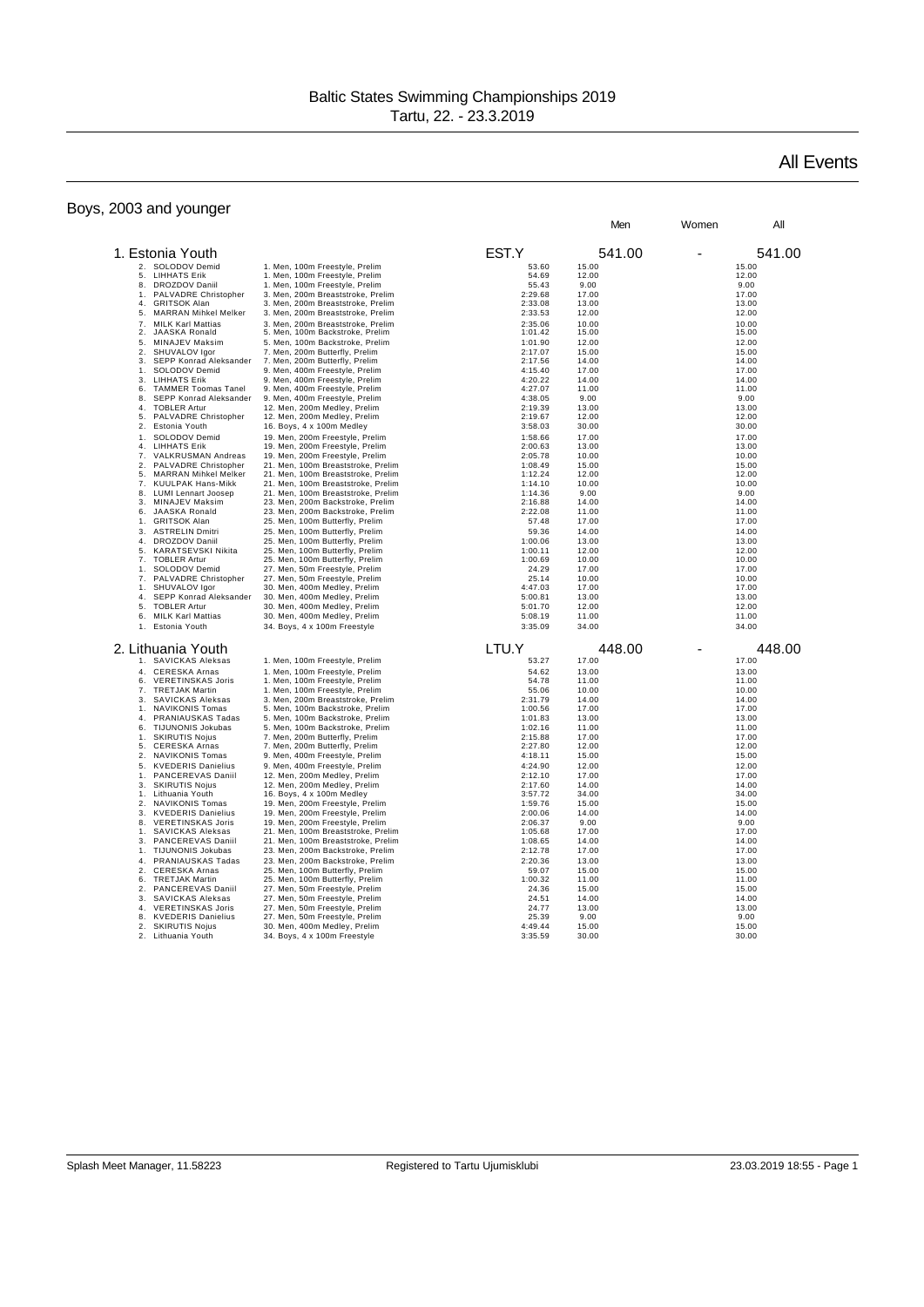# Baltic States Swimming Championships 2019

Tartu, 22. - 23.3.2019

## All Events

### Boys, 2003 and younger

| | | | Men | Women | All |
|---|---|---|---|---|---|
| **1. Estonia Youth** | | **EST.Y** | **541.00** | **-** | **541.00** |
| 2. SOLODOV Demid | 1. Men, 100m Freestyle, Prelim | 53.60 | 15.00 | | 15.00 |
| 5. LIHHATS Erik | 1. Men, 100m Freestyle, Prelim | 54.69 | 12.00 | | 12.00 |
| 8. DROZDOV Daniil | 1. Men, 100m Freestyle, Prelim | 55.43 | 9.00 | | 9.00 |
| 1. PALVADRE Christopher | 3. Men, 200m Breaststroke, Prelim | 2:29.68 | 17.00 | | 17.00 |
| 4. GRITSOK Alan | 3. Men, 200m Breaststroke, Prelim | 2:33.08 | 13.00 | | 13.00 |
| 5. MARRAN Mihkel Melker | 3. Men, 200m Breaststroke, Prelim | 2:33.53 | 12.00 | | 12.00 |
| 7. MILK Karl Mattias | 3. Men, 200m Breaststroke, Prelim | 2:35.06 | 10.00 | | 10.00 |
| 2. JAASKA Ronald | 5. Men, 100m Backstroke, Prelim | 1:01.42 | 15.00 | | 15.00 |
| 5. MINAJEV Maksim | 5. Men, 100m Backstroke, Prelim | 1:01.90 | 12.00 | | 12.00 |
| 2. SHUVALOV Igor | 7. Men, 200m Butterfly, Prelim | 2:17.07 | 15.00 | | 15.00 |
| 3. SEPP Konrad Aleksander | 7. Men, 200m Butterfly, Prelim | 2:17.56 | 14.00 | | 14.00 |
| 1. SOLODOV Demid | 9. Men, 400m Freestyle, Prelim | 4:15.40 | 17.00 | | 17.00 |
| 3. LIHHATS Erik | 9. Men, 400m Freestyle, Prelim | 4:20.22 | 14.00 | | 14.00 |
| 6. TAMMER Toomas Tanel | 9. Men, 400m Freestyle, Prelim | 4:27.07 | 11.00 | | 11.00 |
| 8. SEPP Konrad Aleksander | 9. Men, 400m Freestyle, Prelim | 4:38.05 | 9.00 | | 9.00 |
| 4. TOBLER Artur | 12. Men, 200m Medley, Prelim | 2:19.39 | 13.00 | | 13.00 |
| 5. PALVADRE Christopher | 12. Men, 200m Medley, Prelim | 2:19.67 | 12.00 | | 12.00 |
| 2. Estonia Youth | 16. Boys, 4 x 100m Medley | 3:58.03 | 30.00 | | 30.00 |
| 1. SOLODOV Demid | 19. Men, 200m Freestyle, Prelim | 1:58.66 | 17.00 | | 17.00 |
| 4. LIHHATS Erik | 19. Men, 200m Freestyle, Prelim | 2:00.63 | 13.00 | | 13.00 |
| 7. VALKRUSMAN Andreas | 19. Men, 200m Freestyle, Prelim | 2:05.78 | 10.00 | | 10.00 |
| 2. PALVADRE Christopher | 21. Men, 100m Breaststroke, Prelim | 1:08.49 | 15.00 | | 15.00 |
| 5. MARRAN Mihkel Melker | 21. Men, 100m Breaststroke, Prelim | 1:12.24 | 12.00 | | 12.00 |
| 7. KUULPAK Hans-Mikk | 21. Men, 100m Breaststroke, Prelim | 1:14.10 | 10.00 | | 10.00 |
| 8. LUMI Lennart Joosep | 21. Men, 100m Breaststroke, Prelim | 1:14.36 | 9.00 | | 9.00 |
| 3. MINAJEV Maksim | 23. Men, 200m Backstroke, Prelim | 2:16.88 | 14.00 | | 14.00 |
| 6. JAASKA Ronald | 23. Men, 200m Backstroke, Prelim | 2:22.08 | 11.00 | | 11.00 |
| 1. GRITSOK Alan | 25. Men, 100m Butterfly, Prelim | 57.48 | 17.00 | | 17.00 |
| 3. ASTRELIN Dmitri | 25. Men, 100m Butterfly, Prelim | 59.36 | 14.00 | | 14.00 |
| 4. DROZDOV Daniil | 25. Men, 100m Butterfly, Prelim | 1:00.06 | 13.00 | | 13.00 |
| 5. KARATSEVSKI Nikita | 25. Men, 100m Butterfly, Prelim | 1:00.11 | 12.00 | | 12.00 |
| 7. TOBLER Artur | 25. Men, 100m Butterfly, Prelim | 1:00.69 | 10.00 | | 10.00 |
| 1. SOLODOV Demid | 27. Men, 50m Freestyle, Prelim | 24.29 | 17.00 | | 17.00 |
| 7. PALVADRE Christopher | 27. Men, 50m Freestyle, Prelim | 25.14 | 10.00 | | 10.00 |
| 1. SHUVALOV Igor | 30. Men, 400m Medley, Prelim | 4:47.03 | 17.00 | | 17.00 |
| 4. SEPP Konrad Aleksander | 30. Men, 400m Medley, Prelim | 5:00.81 | 13.00 | | 13.00 |
| 5. TOBLER Artur | 30. Men, 400m Medley, Prelim | 5:01.70 | 12.00 | | 12.00 |
| 6. MILK Karl Mattias | 30. Men, 400m Medley, Prelim | 5:08.19 | 11.00 | | 11.00 |
| 1. Estonia Youth | 34. Boys, 4 x 100m Freestyle | 3:35.09 | 34.00 | | 34.00 |
| **2. Lithuania Youth** | | **LTU.Y** | **448.00** | **-** | **448.00** |
| 1. SAVICKAS Aleksas | 1. Men, 100m Freestyle, Prelim | 53.27 | 17.00 | | 17.00 |
| 4. CERESKA Arnas | 1. Men, 100m Freestyle, Prelim | 54.62 | 13.00 | | 13.00 |
| 6. VERETINSKAS Joris | 1. Men, 100m Freestyle, Prelim | 54.78 | 11.00 | | 11.00 |
| 7. TRETJAK Martin | 1. Men, 100m Freestyle, Prelim | 55.06 | 10.00 | | 10.00 |
| 3. SAVICKAS Aleksas | 3. Men, 200m Breaststroke, Prelim | 2:31.79 | 14.00 | | 14.00 |
| 1. NAVIKONIS Tomas | 5. Men, 100m Backstroke, Prelim | 1:00.56 | 17.00 | | 17.00 |
| 4. PRANIAUSKAS Tadas | 5. Men, 100m Backstroke, Prelim | 1:01.83 | 13.00 | | 13.00 |
| 6. TIJUNONIS Jokubas | 5. Men, 100m Backstroke, Prelim | 1:02.16 | 11.00 | | 11.00 |
| 1. SKIRUTIS Nojus | 7. Men, 200m Butterfly, Prelim | 2:15.88 | 17.00 | | 17.00 |
| 5. CERESKA Arnas | 7. Men, 200m Butterfly, Prelim | 2:27.80 | 12.00 | | 12.00 |
| 2. NAVIKONIS Tomas | 9. Men, 400m Freestyle, Prelim | 4:18.11 | 15.00 | | 15.00 |
| 5. KVEDERIS Danielius | 9. Men, 400m Freestyle, Prelim | 4:24.90 | 12.00 | | 12.00 |
| 1. PANCEREVAS Daniil | 12. Men, 200m Medley, Prelim | 2:12.10 | 17.00 | | 17.00 |
| 3. SKIRUTIS Nojus | 12. Men, 200m Medley, Prelim | 2:17.60 | 14.00 | | 14.00 |
| 1. Lithuania Youth | 16. Boys, 4 x 100m Medley | 3:57.72 | 34.00 | | 34.00 |
| 2. NAVIKONIS Tomas | 19. Men, 200m Freestyle, Prelim | 1:59.76 | 15.00 | | 15.00 |
| 3. KVEDERIS Danielius | 19. Men, 200m Freestyle, Prelim | 2:00.06 | 14.00 | | 14.00 |
| 8. VERETINSKAS Joris | 19. Men, 200m Freestyle, Prelim | 2:06.37 | 9.00 | | 9.00 |
| 1. SAVICKAS Aleksas | 21. Men, 100m Breaststroke, Prelim | 1:05.68 | 17.00 | | 17.00 |
| 3. PANCEREVAS Daniil | 21. Men, 100m Breaststroke, Prelim | 1:08.65 | 14.00 | | 14.00 |
| 1. TIJUNONIS Jokubas | 23. Men, 200m Backstroke, Prelim | 2:12.78 | 17.00 | | 17.00 |
| 4. PRANIAUSKAS Tadas | 23. Men, 200m Backstroke, Prelim | 2:20.36 | 13.00 | | 13.00 |
| 2. CERESKA Arnas | 25. Men, 100m Butterfly, Prelim | 59.07 | 15.00 | | 15.00 |
| 6. TRETJAK Martin | 25. Men, 100m Butterfly, Prelim | 1:00.32 | 11.00 | | 11.00 |
| 2. PANCEREVAS Daniil | 27. Men, 50m Freestyle, Prelim | 24.36 | 15.00 | | 15.00 |
| 3. SAVICKAS Aleksas | 27. Men, 50m Freestyle, Prelim | 24.51 | 14.00 | | 14.00 |
| 4. VERETINSKAS Joris | 27. Men, 50m Freestyle, Prelim | 24.77 | 13.00 | | 13.00 |
| 8. KVEDERIS Danielius | 27. Men, 50m Freestyle, Prelim | 25.39 | 9.00 | | 9.00 |
| 2. SKIRUTIS Nojus | 30. Men, 400m Medley, Prelim | 4:49.44 | 15.00 | | 15.00 |
| 2. Lithuania Youth | 34. Boys, 4 x 100m Freestyle | 3:35.59 | 30.00 | | 30.00 |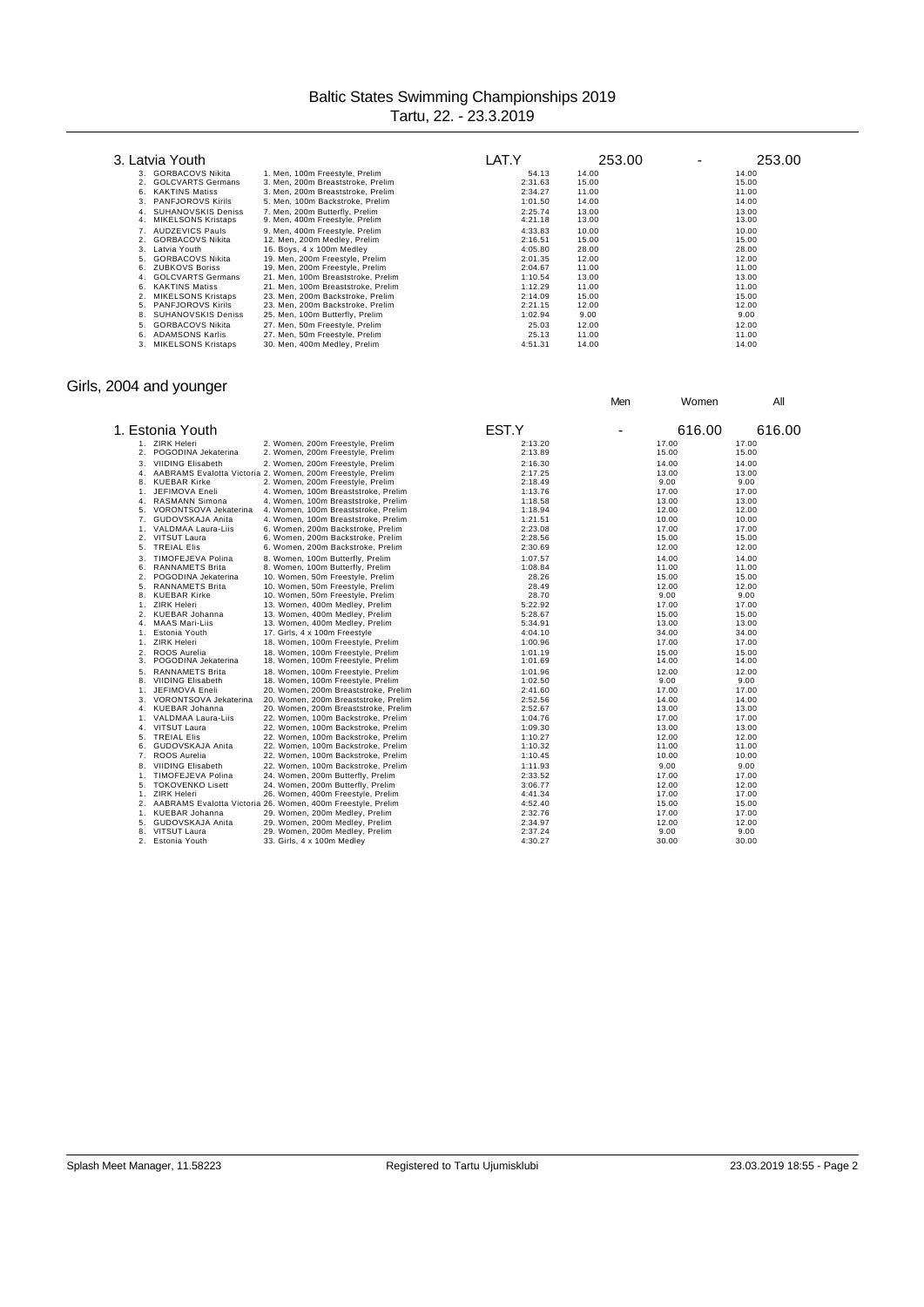# Baltic States Swimming Championships 2019

Tartu, 22. - 23.3.2019

## 3. Latvia Youth

| Place | Name | Event | Time | Men | Women | All |
|---|---|---|---|---|---|---|
| | | | LAT.Y | 253.00 | - | 253.00 |
| 3. | GORBACOVS Nikita | 1. Men, 100m Freestyle, Prelim | 54.13 | 14.00 | | 14.00 |
| 2. | GOLCVARTS Germans | 3. Men, 200m Breaststroke, Prelim | 2:31.63 | 15.00 | | 15.00 |
| 6. | KAKTINS Matiss | 3. Men, 200m Breaststroke, Prelim | 2:34.27 | 11.00 | | 11.00 |
| 3. | PANFJOROVS Kirils | 5. Men, 100m Backstroke, Prelim | 1:01.50 | 14.00 | | 14.00 |
| 4. | SUHANOVSKIS Deniss | 7. Men, 200m Butterfly, Prelim | 2:25.74 | 13.00 | | 13.00 |
| 4. | MIKELSONS Kristaps | 9. Men, 400m Freestyle, Prelim | 4:21.18 | 13.00 | | 13.00 |
| 7. | AUDZEVICS Pauls | 9. Men, 400m Freestyle, Prelim | 4:33.83 | 10.00 | | 10.00 |
| 2. | GORBACOVS Nikita | 12. Men, 200m Medley, Prelim | 2:16.51 | 15.00 | | 15.00 |
| 3. | Latvia Youth | 16. Boys, 4 x 100m Medley | 4:05.80 | 28.00 | | 28.00 |
| 5. | GORBACOVS Nikita | 19. Men, 200m Freestyle, Prelim | 2:01.35 | 12.00 | | 12.00 |
| 6. | ZUBKOVS Boriss | 19. Men, 200m Freestyle, Prelim | 2:04.67 | 11.00 | | 11.00 |
| 4. | GOLCVARTS Germans | 21. Men, 100m Breaststroke, Prelim | 1:10.54 | 13.00 | | 13.00 |
| 6. | KAKTINS Matiss | 21. Men, 100m Breaststroke, Prelim | 1:12.29 | 11.00 | | 11.00 |
| 2. | MIKELSONS Kristaps | 23. Men, 200m Backstroke, Prelim | 2:14.09 | 15.00 | | 15.00 |
| 5. | PANFJOROVS Kirils | 23. Men, 200m Backstroke, Prelim | 2:21.15 | 12.00 | | 12.00 |
| 8. | SUHANOVSKIS Deniss | 25. Men, 100m Butterfly, Prelim | 1:02.94 | 9.00 | | 9.00 |
| 5. | GORBACOVS Nikita | 27. Men, 50m Freestyle, Prelim | 25.03 | 12.00 | | 12.00 |
| 6. | ADAMSONS Karlis | 27. Men, 50m Freestyle, Prelim | 25.13 | 11.00 | | 11.00 |
| 3. | MIKELSONS Kristaps | 30. Men, 400m Medley, Prelim | 4:51.31 | 14.00 | | 14.00 |

## Girls, 2004 and younger

## 1. Estonia Youth

| Place | Name | Event | Time | Men | Women | All |
|---|---|---|---|---|---|---|
| | | | EST.Y | - | 616.00 | 616.00 |
| 1. | ZIRK Heleri | 2. Women, 200m Freestyle, Prelim | 2:13.20 | | 17.00 | 17.00 |
| 2. | POGODINA Jekaterina | 2. Women, 200m Freestyle, Prelim | 2:13.89 | | 15.00 | 15.00 |
| 3. | VIIDING Elisabeth | 2. Women, 200m Freestyle, Prelim | 2:16.30 | | 14.00 | 14.00 |
| 4. | AABRAMS Evalotta Victoria | 2. Women, 200m Freestyle, Prelim | 2:17.25 | | 13.00 | 13.00 |
| 8. | KUEBAR Kirke | 2. Women, 200m Freestyle, Prelim | 2:18.49 | | 9.00 | 9.00 |
| 1. | JEFIMOVA Eneli | 4. Women, 100m Breaststroke, Prelim | 1:13.76 | | 17.00 | 17.00 |
| 4. | RASMANN Simona | 4. Women, 100m Breaststroke, Prelim | 1:18.58 | | 13.00 | 13.00 |
| 5. | VORONTSOVA Jekaterina | 4. Women, 100m Breaststroke, Prelim | 1:18.94 | | 12.00 | 12.00 |
| 7. | GUDOVSKAJA Anita | 4. Women, 100m Breaststroke, Prelim | 1:21.51 | | 10.00 | 10.00 |
| 1. | VALDMAA Laura-Liis | 6. Women, 200m Backstroke, Prelim | 2:23.08 | | 17.00 | 17.00 |
| 2. | VITSUT Laura | 6. Women, 200m Backstroke, Prelim | 2:28.56 | | 15.00 | 15.00 |
| 5. | TREIAL Elis | 6. Women, 200m Backstroke, Prelim | 2:30.69 | | 12.00 | 12.00 |
| 3. | TIMOFEJEVA Polina | 8. Women, 100m Butterfly, Prelim | 1:07.57 | | 14.00 | 14.00 |
| 6. | RANNAMETS Brita | 8. Women, 100m Butterfly, Prelim | 1:08.84 | | 11.00 | 11.00 |
| 2. | POGODINA Jekaterina | 10. Women, 50m Freestyle, Prelim | 28.26 | | 15.00 | 15.00 |
| 5. | RANNAMETS Brita | 10. Women, 50m Freestyle, Prelim | 28.49 | | 12.00 | 12.00 |
| 8. | KUEBAR Kirke | 10. Women, 50m Freestyle, Prelim | 28.70 | | 9.00 | 9.00 |
| 1. | ZIRK Heleri | 13. Women, 400m Medley, Prelim | 5:22.92 | | 17.00 | 17.00 |
| 2. | KUEBAR Johanna | 13. Women, 400m Medley, Prelim | 5:28.67 | | 15.00 | 15.00 |
| 4. | MAAS Mari-Liis | 13. Women, 400m Medley, Prelim | 5:34.91 | | 13.00 | 13.00 |
| 1. | Estonia Youth | 17. Girls, 4 x 100m Freestyle | 4:04.10 | | 34.00 | 34.00 |
| 1. | ZIRK Heleri | 18. Women, 100m Freestyle, Prelim | 1:00.96 | | 17.00 | 17.00 |
| 2. | ROOS Aurelia | 18. Women, 100m Freestyle, Prelim | 1:01.19 | | 15.00 | 15.00 |
| 3. | POGODINA Jekaterina | 18. Women, 100m Freestyle, Prelim | 1:01.69 | | 14.00 | 14.00 |
| 5. | RANNAMETS Brita | 18. Women, 100m Freestyle, Prelim | 1:01.96 | | 12.00 | 12.00 |
| 8. | VIIDING Elisabeth | 18. Women, 100m Freestyle, Prelim | 1:02.50 | | 9.00 | 9.00 |
| 1. | JEFIMOVA Eneli | 20. Women, 200m Breaststroke, Prelim | 2:41.60 | | 17.00 | 17.00 |
| 3. | VORONTSOVA Jekaterina | 20. Women, 200m Breaststroke, Prelim | 2:52.56 | | 14.00 | 14.00 |
| 4. | KUEBAR Johanna | 20. Women, 200m Breaststroke, Prelim | 2:52.67 | | 13.00 | 13.00 |
| 1. | VALDMAA Laura-Liis | 22. Women, 100m Backstroke, Prelim | 1:04.76 | | 17.00 | 17.00 |
| 4. | VITSUT Laura | 22. Women, 100m Backstroke, Prelim | 1:09.30 | | 13.00 | 13.00 |
| 5. | TREIAL Elis | 22. Women, 100m Backstroke, Prelim | 1:10.27 | | 12.00 | 12.00 |
| 6. | GUDOVSKAJA Anita | 22. Women, 100m Backstroke, Prelim | 1:10.32 | | 11.00 | 11.00 |
| 7. | ROOS Aurelia | 22. Women, 100m Backstroke, Prelim | 1:10.45 | | 10.00 | 10.00 |
| 8. | VIIDING Elisabeth | 22. Women, 100m Backstroke, Prelim | 1:11.93 | | 9.00 | 9.00 |
| 1. | TIMOFEJEVA Polina | 24. Women, 200m Butterfly, Prelim | 2:33.52 | | 17.00 | 17.00 |
| 5. | TOKOVENKO Lisett | 24. Women, 200m Butterfly, Prelim | 3:06.77 | | 12.00 | 12.00 |
| 1. | ZIRK Heleri | 26. Women, 400m Freestyle, Prelim | 4:41.34 | | 17.00 | 17.00 |
| 2. | AABRAMS Evalotta Victoria | 26. Women, 400m Freestyle, Prelim | 4:52.40 | | 15.00 | 15.00 |
| 1. | KUEBAR Johanna | 29. Women, 200m Medley, Prelim | 2:32.76 | | 17.00 | 17.00 |
| 5. | GUDOVSKAJA Anita | 29. Women, 200m Medley, Prelim | 2:34.97 | | 12.00 | 12.00 |
| 8. | VITSUT Laura | 29. Women, 200m Medley, Prelim | 2:37.24 | | 9.00 | 9.00 |
| 2. | Estonia Youth | 33. Girls, 4 x 100m Medley | 4:30.27 | | 30.00 | 30.00 |

Splash Meet Manager, 11.58223 Registered to Tartu Ujumisklubi 23.03.2019 18:55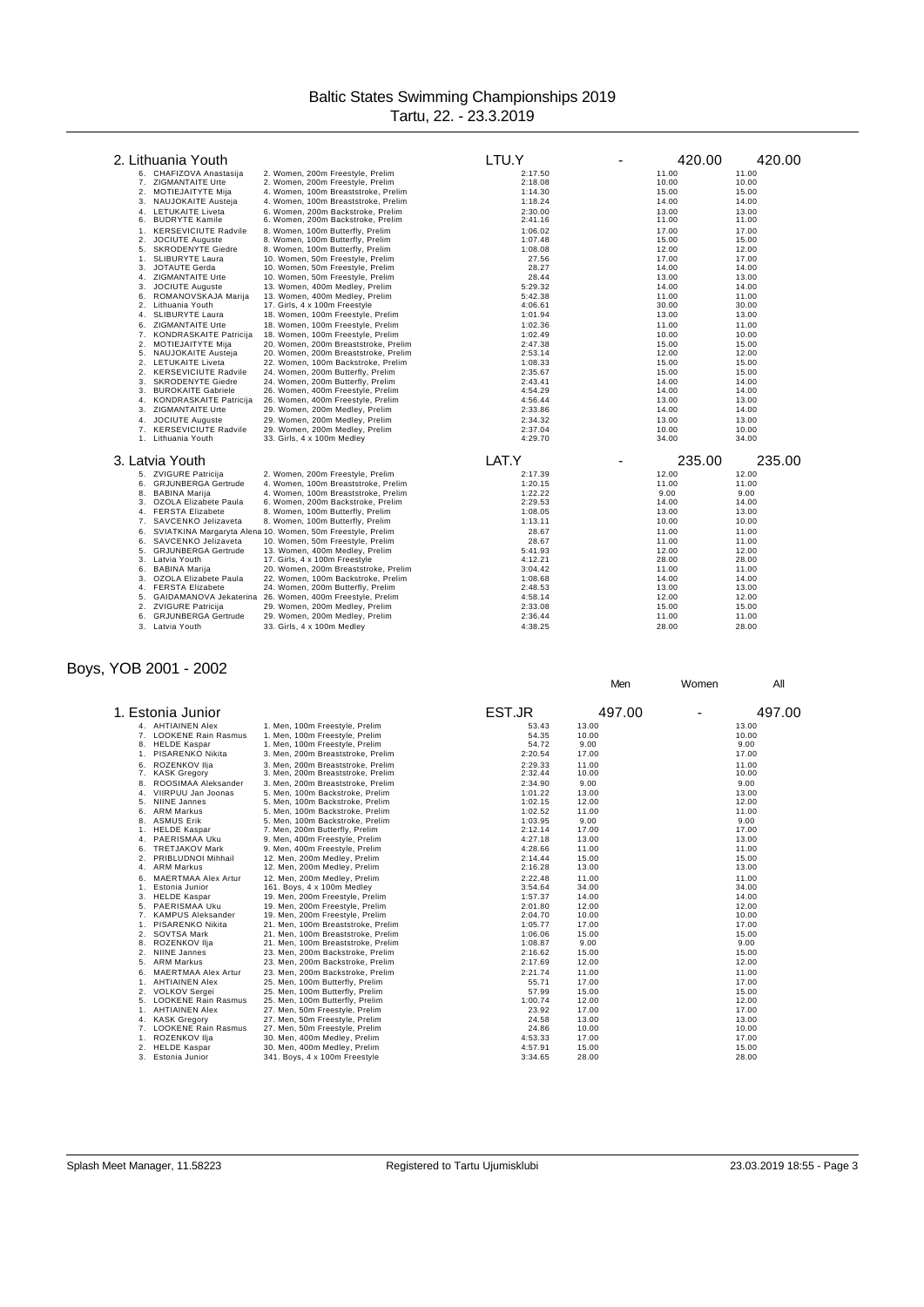Baltic States Swimming Championships 2019
Tartu, 22. - 23.3.2019

## 2. Lithuania Youth

| | | | | | | |
|---|---|---|---|---|---|---|
| **2. Lithuania Youth** | | **LTU.Y** | - | **420.00** | **420.00** |
| 6. CHAFIZOVA Anastasija | 2. Women, 200m Freestyle, Prelim | 2:17.50 | | 11.00 | 11.00 |
| 7. ZIGMANTAITE Urte | 2. Women, 200m Freestyle, Prelim | 2:18.08 | | 10.00 | 10.00 |
| 2. MOTIEJAITYTE Mija | 4. Women, 100m Breaststroke, Prelim | 1:14.30 | | 15.00 | 15.00 |
| 3. NAUJOKAITE Austeja | 4. Women, 100m Breaststroke, Prelim | 1:18.24 | | 14.00 | 14.00 |
| 4. LETUKAITE Liveta | 6. Women, 200m Backstroke, Prelim | 2:30.00 | | 13.00 | 13.00 |
| 6. BUDRYTE Kamile | 6. Women, 200m Backstroke, Prelim | 2:41.16 | | 11.00 | 11.00 |
| 1. KERSEVICIUTE Radvile | 8. Women, 100m Butterfly, Prelim | 1:06.02 | | 17.00 | 17.00 |
| 2. JOCIUTE Auguste | 8. Women, 100m Butterfly, Prelim | 1:07.48 | | 15.00 | 15.00 |
| 5. SKRODENYTE Giedre | 8. Women, 100m Butterfly, Prelim | 1:08.08 | | 12.00 | 12.00 |
| 1. SLIBURYTE Laura | 10. Women, 50m Freestyle, Prelim | 27.56 | | 17.00 | 17.00 |
| 3. JOTAUTE Gerda | 10. Women, 50m Freestyle, Prelim | 28.27 | | 14.00 | 14.00 |
| 4. ZIGMANTAITE Urte | 10. Women, 50m Freestyle, Prelim | 28.44 | | 13.00 | 13.00 |
| 3. JOCIUTE Auguste | 13. Women, 400m Medley, Prelim | 5:29.32 | | 14.00 | 14.00 |
| 6. ROMANOVSKAJA Marija | 13. Women, 400m Medley, Prelim | 5:42.38 | | 11.00 | 11.00 |
| 2. Lithuania Youth | 17. Girls, 4 x 100m Freestyle | 4:06.61 | | 30.00 | 30.00 |
| 4. SLIBURYTE Laura | 18. Women, 100m Freestyle, Prelim | 1:01.94 | | 13.00 | 13.00 |
| 6. ZIGMANTAITE Urte | 18. Women, 100m Freestyle, Prelim | 1:02.36 | | 11.00 | 11.00 |
| 7. KONDRASKAITE Patricija | 18. Women, 100m Freestyle, Prelim | 1:02.49 | | 10.00 | 10.00 |
| 2. MOTIEJAITYTE Mija | 20. Women, 200m Breaststroke, Prelim | 2:47.38 | | 15.00 | 15.00 |
| 5. NAUJOKAITE Austeja | 20. Women, 200m Breaststroke, Prelim | 2:53.14 | | 12.00 | 12.00 |
| 2. LETUKAITE Liveta | 22. Women, 100m Backstroke, Prelim | 1:08.33 | | 15.00 | 15.00 |
| 2. KERSEVICIUTE Radvile | 24. Women, 200m Butterfly, Prelim | 2:35.67 | | 15.00 | 15.00 |
| 3. SKRODENYTE Giedre | 24. Women, 200m Butterfly, Prelim | 2:43.41 | | 14.00 | 14.00 |
| 3. BUROKAITE Gabriele | 26. Women, 400m Freestyle, Prelim | 4:54.29 | | 14.00 | 14.00 |
| 4. KONDRASKAITE Patricija | 26. Women, 400m Freestyle, Prelim | 4:56.44 | | 13.00 | 13.00 |
| 3. ZIGMANTAITE Urte | 29. Women, 200m Medley, Prelim | 2:33.86 | | 14.00 | 14.00 |
| 4. JOCIUTE Auguste | 29. Women, 200m Medley, Prelim | 2:34.32 | | 13.00 | 13.00 |
| 7. KERSEVICIUTE Radvile | 29. Women, 200m Medley, Prelim | 2:37.04 | | 10.00 | 10.00 |
| 1. Lithuania Youth | 33. Girls, 4 x 100m Medley | 4:29.70 | | 34.00 | 34.00 |

## 3. Latvia Youth

| | | | | | |
|---|---|---|---|---|---|
| **3. Latvia Youth** | | **LAT.Y** | - | **235.00** | **235.00** |
| 5. ZVIGURE Patricija | 2. Women, 200m Freestyle, Prelim | 2:17.39 | | 12.00 | 12.00 |
| 6. GRJUNBERGA Gertrude | 4. Women, 100m Breaststroke, Prelim | 1:20.15 | | 11.00 | 11.00 |
| 8. BABINA Marija | 4. Women, 100m Breaststroke, Prelim | 1:22.22 | | 9.00 | 9.00 |
| 3. OZOLA Elizabete Paula | 6. Women, 200m Backstroke, Prelim | 2:29.53 | | 14.00 | 14.00 |
| 4. FERSTA Elizabete | 8. Women, 100m Butterfly, Prelim | 1:08.05 | | 13.00 | 13.00 |
| 7. SAVCENKO Jelizaveta | 8. Women, 100m Butterfly, Prelim | 1:13.11 | | 10.00 | 10.00 |
| 6. SVIATKINA Margaryta Alena | 10. Women, 50m Freestyle, Prelim | 28.67 | | 11.00 | 11.00 |
| 6. SAVCENKO Jelizaveta | 10. Women, 50m Freestyle, Prelim | 28.67 | | 11.00 | 11.00 |
| 5. GRJUNBERGA Gertrude | 13. Women, 400m Medley, Prelim | 5:41.93 | | 12.00 | 12.00 |
| 3. Latvia Youth | 17. Girls, 4 x 100m Freestyle | 4:12.21 | | 28.00 | 28.00 |
| 6. BABINA Marija | 20. Women, 200m Breaststroke, Prelim | 3:04.42 | | 11.00 | 11.00 |
| 3. OZOLA Elizabete Paula | 22. Women, 100m Backstroke, Prelim | 1:08.68 | | 14.00 | 14.00 |
| 4. FERSTA Elizabete | 24. Women, 200m Butterfly, Prelim | 2:48.53 | | 13.00 | 13.00 |
| 5. GAIDAMANOVA Jekaterina | 26. Women, 400m Freestyle, Prelim | 4:58.14 | | 12.00 | 12.00 |
| 2. ZVIGURE Patricija | 29. Women, 200m Medley, Prelim | 2:33.08 | | 15.00 | 15.00 |
| 6. GRJUNBERGA Gertrude | 29. Women, 200m Medley, Prelim | 2:36.44 | | 11.00 | 11.00 |
| 3. Latvia Youth | 33. Girls, 4 x 100m Medley | 4:38.25 | | 28.00 | 28.00 |

## Boys, YOB 2001 - 2002

| | | | Men | Women | All |
|---|---|---|---|---|---|
| **1. Estonia Junior** | | **EST.JR** | **497.00** | - | **497.00** |
| 4. AHTIAINEN Alex | 1. Men, 100m Freestyle, Prelim | 53.43 | 13.00 | | 13.00 |
| 7. LOOKENE Rain Rasmus | 1. Men, 100m Freestyle, Prelim | 54.35 | 10.00 | | 10.00 |
| 8. HELDE Kaspar | 1. Men, 100m Freestyle, Prelim | 54.72 | 9.00 | | 9.00 |
| 1. PISARENKO Nikita | 3. Men, 200m Breaststroke, Prelim | 2:20.54 | 17.00 | | 17.00 |
| 6. ROZENKOV Ilja | 3. Men, 200m Breaststroke, Prelim | 2:29.33 | 11.00 | | 11.00 |
| 7. KASK Gregory | 3. Men, 200m Breaststroke, Prelim | 2:32.44 | 10.00 | | 10.00 |
| 8. ROOSIMAA Aleksander | 3. Men, 200m Breaststroke, Prelim | 2:34.90 | 9.00 | | 9.00 |
| 4. VIIRPUU Jan Joonas | 5. Men, 100m Backstroke, Prelim | 1:01.22 | 13.00 | | 13.00 |
| 5. NIINE Jannes | 5. Men, 100m Backstroke, Prelim | 1:02.15 | 12.00 | | 12.00 |
| 6. ARM Markus | 5. Men, 100m Backstroke, Prelim | 1:02.52 | 11.00 | | 11.00 |
| 8. ASMUS Erik | 5. Men, 100m Backstroke, Prelim | 1:03.95 | 9.00 | | 9.00 |
| 1. HELDE Kaspar | 7. Men, 200m Butterfly, Prelim | 2:12.14 | 17.00 | | 17.00 |
| 4. PAERISMAA Uku | 9. Men, 400m Freestyle, Prelim | 4:27.18 | 13.00 | | 13.00 |
| 6. TRETJAKOV Mark | 9. Men, 400m Freestyle, Prelim | 4:28.66 | 11.00 | | 11.00 |
| 2. PRIBLUDNOI Mihhail | 12. Men, 200m Medley, Prelim | 2:14.44 | 15.00 | | 15.00 |
| 4. ARM Markus | 12. Men, 200m Medley, Prelim | 2:16.28 | 13.00 | | 13.00 |
| 6. MAERTMAA Alex Artur | 12. Men, 200m Medley, Prelim | 2:22.48 | 11.00 | | 11.00 |
| 1. Estonia Junior | 161. Boys, 4 x 100m Medley | 3:54.64 | 34.00 | | 34.00 |
| 3. HELDE Kaspar | 19. Men, 200m Freestyle, Prelim | 1:57.37 | 14.00 | | 14.00 |
| 5. PAERISMAA Uku | 19. Men, 200m Freestyle, Prelim | 2:01.80 | 12.00 | | 12.00 |
| 7. KAMPUS Aleksander | 19. Men, 200m Freestyle, Prelim | 2:04.70 | 10.00 | | 10.00 |
| 1. PISARENKO Nikita | 21. Men, 100m Breaststroke, Prelim | 1:05.77 | 17.00 | | 17.00 |
| 2. SOVTSA Mark | 21. Men, 100m Breaststroke, Prelim | 1:06.06 | 15.00 | | 15.00 |
| 8. ROZENKOV Ilja | 21. Men, 100m Breaststroke, Prelim | 1:08.87 | 9.00 | | 9.00 |
| 2. NIINE Jannes | 23. Men, 200m Backstroke, Prelim | 2:16.62 | 15.00 | | 15.00 |
| 5. ARM Markus | 23. Men, 200m Backstroke, Prelim | 2:17.69 | 12.00 | | 12.00 |
| 6. MAERTMAA Alex Artur | 23. Men, 200m Backstroke, Prelim | 2:21.74 | 11.00 | | 11.00 |
| 1. AHTIAINEN Alex | 25. Men, 100m Butterfly, Prelim | 55.71 | 17.00 | | 17.00 |
| 2. VOLKOV Sergei | 25. Men, 100m Butterfly, Prelim | 57.99 | 15.00 | | 15.00 |
| 5. LOOKENE Rain Rasmus | 25. Men, 100m Butterfly, Prelim | 1:00.74 | 12.00 | | 12.00 |
| 1. AHTIAINEN Alex | 27. Men, 50m Freestyle, Prelim | 23.92 | 17.00 | | 17.00 |
| 4. KASK Gregory | 27. Men, 50m Freestyle, Prelim | 24.58 | 13.00 | | 13.00 |
| 7. LOOKENE Rain Rasmus | 27. Men, 50m Freestyle, Prelim | 24.86 | 10.00 | | 10.00 |
| 1. ROZENKOV Ilja | 30. Men, 400m Medley, Prelim | 4:53.33 | 17.00 | | 17.00 |
| 2. HELDE Kaspar | 30. Men, 400m Medley, Prelim | 4:57.91 | 15.00 | | 15.00 |
| 3. Estonia Junior | 341. Boys, 4 x 100m Freestyle | 3:34.65 | 28.00 | | 28.00 |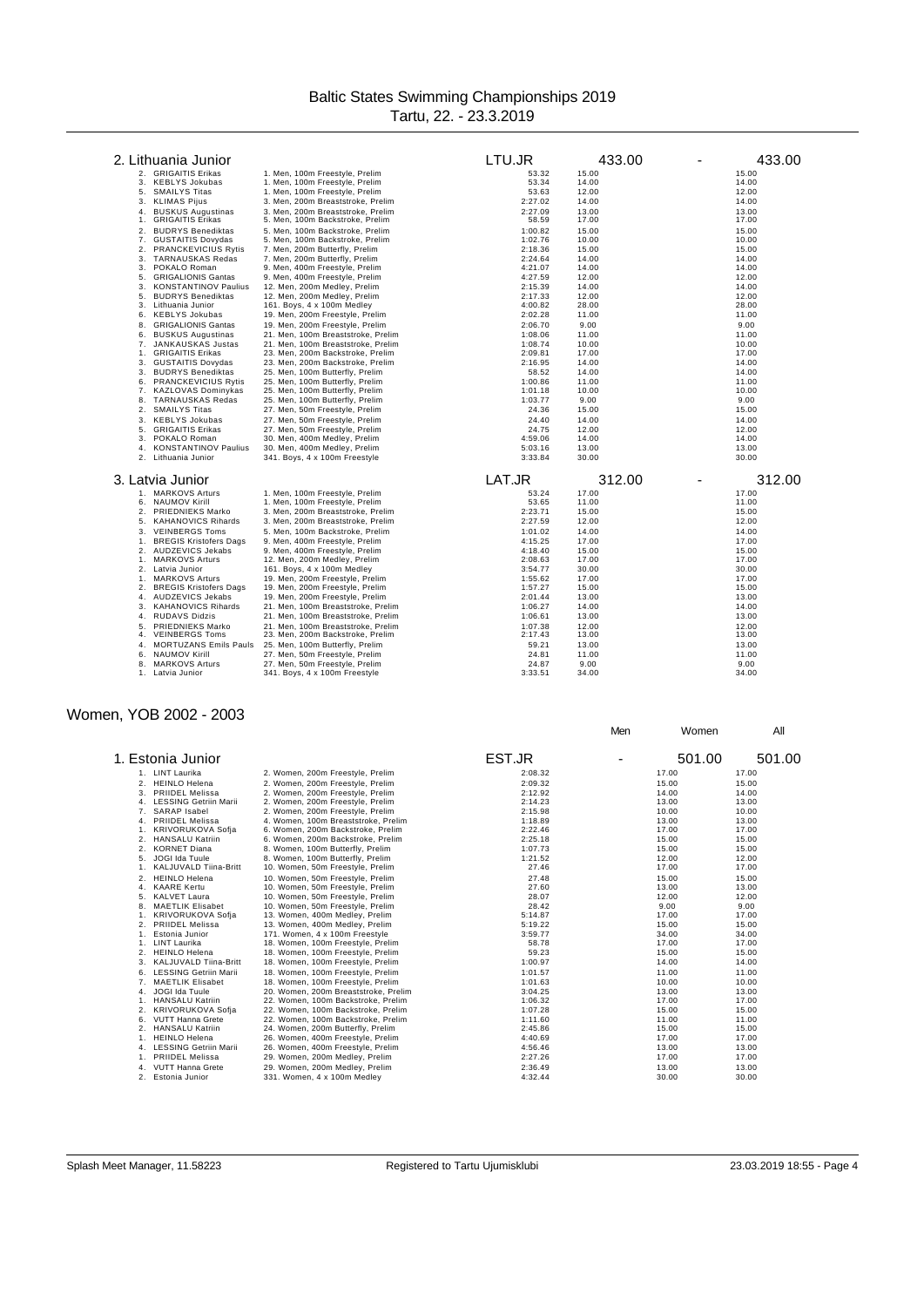# Baltic States Swimming Championships 2019

Tartu, 22. - 23.3.2019

## 2. Lithuania Junior

| Place / Name | Event | LTU.JR | 433.00 | - | 433.00 |
|---|---|---|---|---|---|
| 2. GRIGAITIS Erikas | 1. Men, 100m Freestyle, Prelim | 53.32 | 15.00 | | 15.00 |
| 3. KEBLYS Jokubas | 1. Men, 100m Freestyle, Prelim | 53.34 | 14.00 | | 14.00 |
| 5. SMAILYS Titas | 1. Men, 100m Freestyle, Prelim | 53.63 | 12.00 | | 12.00 |
| 3. KLIMAS Pijus | 3. Men, 200m Breaststroke, Prelim | 2:27.02 | 14.00 | | 14.00 |
| 4. BUSKUS Augustinas | 3. Men, 200m Breaststroke, Prelim | 2:27.09 | 13.00 | | 13.00 |
| 1. GRIGAITIS Erikas | 5. Men, 100m Backstroke, Prelim | 58.59 | 17.00 | | 17.00 |
| 2. BUDRYS Benediktas | 5. Men, 100m Backstroke, Prelim | 1:00.82 | 15.00 | | 15.00 |
| 7. GUSTAITIS Dovydas | 5. Men, 100m Backstroke, Prelim | 1:02.76 | 10.00 | | 10.00 |
| 2. PRANCKEVICIUS Rytis | 7. Men, 200m Butterfly, Prelim | 2:18.36 | 15.00 | | 15.00 |
| 3. TARNAUSKAS Redas | 7. Men, 200m Butterfly, Prelim | 2:24.64 | 14.00 | | 14.00 |
| 3. POKALO Roman | 9. Men, 400m Freestyle, Prelim | 4:21.07 | 14.00 | | 14.00 |
| 5. GRIGALIONIS Gantas | 9. Men, 400m Freestyle, Prelim | 4:27.59 | 12.00 | | 12.00 |
| 3. KONSTANTINOV Paulius | 12. Men, 200m Medley, Prelim | 2:15.39 | 14.00 | | 14.00 |
| 5. BUDRYS Benediktas | 12. Men, 200m Medley, Prelim | 2:17.33 | 12.00 | | 12.00 |
| 3. Lithuania Junior | 161. Boys, 4 x 100m Medley | 4:00.82 | 28.00 | | 28.00 |
| 6. KEBLYS Jokubas | 19. Men, 200m Freestyle, Prelim | 2:02.28 | 11.00 | | 11.00 |
| 8. GRIGALIONIS Gantas | 19. Men, 200m Freestyle, Prelim | 2:06.70 | 9.00 | | 9.00 |
| 6. BUSKUS Augustinas | 21. Men, 100m Breaststroke, Prelim | 1:08.06 | 11.00 | | 11.00 |
| 7. JANKAUSKAS Justas | 21. Men, 100m Breaststroke, Prelim | 1:08.74 | 10.00 | | 10.00 |
| 1. GRIGAITIS Erikas | 23. Men, 200m Backstroke, Prelim | 2:09.81 | 17.00 | | 17.00 |
| 3. GUSTAITIS Dovydas | 23. Men, 200m Backstroke, Prelim | 2:16.95 | 14.00 | | 14.00 |
| 3. BUDRYS Benediktas | 25. Men, 100m Butterfly, Prelim | 58.52 | 14.00 | | 14.00 |
| 6. PRANCKEVICIUS Rytis | 25. Men, 100m Butterfly, Prelim | 1:00.86 | 11.00 | | 11.00 |
| 7. KAZLOVAS Dominykas | 25. Men, 100m Butterfly, Prelim | 1:01.18 | 10.00 | | 10.00 |
| 8. TARNAUSKAS Redas | 25. Men, 100m Butterfly, Prelim | 1:03.77 | 9.00 | | 9.00 |
| 2. SMAILYS Titas | 27. Men, 50m Freestyle, Prelim | 24.36 | 15.00 | | 15.00 |
| 3. KEBLYS Jokubas | 27. Men, 50m Freestyle, Prelim | 24.40 | 14.00 | | 14.00 |
| 5. GRIGAITIS Erikas | 27. Men, 50m Freestyle, Prelim | 24.75 | 12.00 | | 12.00 |
| 3. POKALO Roman | 30. Men, 400m Medley, Prelim | 4:59.06 | 14.00 | | 14.00 |
| 4. KONSTANTINOV Paulius | 30. Men, 400m Medley, Prelim | 5:03.16 | 13.00 | | 13.00 |
| 2. Lithuania Junior | 341. Boys, 4 x 100m Freestyle | 3:33.84 | 30.00 | | 30.00 |

## 3. Latvia Junior

| Place / Name | Event | LAT.JR | 312.00 | - | 312.00 |
|---|---|---|---|---|---|
| 1. MARKOVS Arturs | 1. Men, 100m Freestyle, Prelim | 53.24 | 17.00 | | 17.00 |
| 6. NAUMOV Kirill | 1. Men, 100m Freestyle, Prelim | 53.65 | 11.00 | | 11.00 |
| 2. PRIEDNIEKS Marko | 3. Men, 200m Breaststroke, Prelim | 2:23.71 | 15.00 | | 15.00 |
| 5. KAHANOVICS Rihards | 3. Men, 200m Breaststroke, Prelim | 2:27.59 | 12.00 | | 12.00 |
| 3. VEINBERGS Toms | 5. Men, 100m Backstroke, Prelim | 1:01.02 | 14.00 | | 14.00 |
| 1. BREGIS Kristofers Dags | 9. Men, 400m Freestyle, Prelim | 4:15.25 | 17.00 | | 17.00 |
| 2. AUDZEVICS Jekabs | 9. Men, 400m Freestyle, Prelim | 4:18.40 | 15.00 | | 15.00 |
| 1. MARKOVS Arturs | 12. Men, 200m Medley, Prelim | 2:08.63 | 17.00 | | 17.00 |
| 2. Latvia Junior | 161. Boys, 4 x 100m Medley | 3:54.77 | 30.00 | | 30.00 |
| 1. MARKOVS Arturs | 19. Men, 200m Freestyle, Prelim | 1:55.62 | 17.00 | | 17.00 |
| 2. BREGIS Kristofers Dags | 19. Men, 200m Freestyle, Prelim | 1:57.27 | 15.00 | | 15.00 |
| 4. AUDZEVICS Jekabs | 19. Men, 200m Freestyle, Prelim | 2:01.44 | 13.00 | | 13.00 |
| 3. KAHANOVICS Rihards | 21. Men, 100m Breaststroke, Prelim | 1:06.27 | 14.00 | | 14.00 |
| 4. RUDAVS Didzis | 21. Men, 100m Breaststroke, Prelim | 1:06.61 | 13.00 | | 13.00 |
| 5. PRIEDNIEKS Marko | 21. Men, 100m Breaststroke, Prelim | 1:07.38 | 12.00 | | 12.00 |
| 4. VEINBERGS Toms | 23. Men, 200m Backstroke, Prelim | 2:17.43 | 13.00 | | 13.00 |
| 4. MORTUZANS Emils Pauls | 25. Men, 100m Butterfly, Prelim | 59.21 | 13.00 | | 13.00 |
| 6. NAUMOV Kirill | 27. Men, 50m Freestyle, Prelim | 24.81 | 11.00 | | 11.00 |
| 8. MARKOVS Arturs | 27. Men, 50m Freestyle, Prelim | 24.87 | 9.00 | | 9.00 |
| 1. Latvia Junior | 341. Boys, 4 x 100m Freestyle | 3:33.51 | 34.00 | | 34.00 |

# Women, YOB 2002 - 2003

## 1. Estonia Junior

| Place / Name | Event | EST.JR | Men | Women | All |
|---|---|---|---|---|---|
| | | | - | 501.00 | 501.00 |
| 1. LINT Laurika | 2. Women, 200m Freestyle, Prelim | 2:08.32 | | 17.00 | 17.00 |
| 2. HEINLO Helena | 2. Women, 200m Freestyle, Prelim | 2:09.32 | | 15.00 | 15.00 |
| 3. PRIIDEL Melissa | 2. Women, 200m Freestyle, Prelim | 2:12.92 | | 14.00 | 14.00 |
| 4. LESSING Getriin Marii | 2. Women, 200m Freestyle, Prelim | 2:14.23 | | 13.00 | 13.00 |
| 7. SARAP Isabel | 2. Women, 200m Freestyle, Prelim | 2:15.98 | | 10.00 | 10.00 |
| 4. PRIIDEL Melissa | 4. Women, 100m Breaststroke, Prelim | 1:18.89 | | 13.00 | 13.00 |
| 1. KRIVORUKOVA Sofja | 6. Women, 200m Backstroke, Prelim | 2:22.46 | | 17.00 | 17.00 |
| 2. HANSALU Katriin | 6. Women, 200m Backstroke, Prelim | 2:25.18 | | 15.00 | 15.00 |
| 2. KORNET Diana | 8. Women, 100m Butterfly, Prelim | 1:07.73 | | 15.00 | 15.00 |
| 5. JOGI Ida Tuule | 8. Women, 100m Butterfly, Prelim | 1:21.52 | | 12.00 | 12.00 |
| 1. KALJUVALD Tiina-Britt | 10. Women, 50m Freestyle, Prelim | 27.46 | | 17.00 | 17.00 |
| 2. HEINLO Helena | 10. Women, 50m Freestyle, Prelim | 27.48 | | 15.00 | 15.00 |
| 4. KAARE Kertu | 10. Women, 50m Freestyle, Prelim | 27.60 | | 13.00 | 13.00 |
| 5. KALVET Laura | 10. Women, 50m Freestyle, Prelim | 28.07 | | 12.00 | 12.00 |
| 8. MAETLIK Elisabet | 10. Women, 50m Freestyle, Prelim | 28.42 | | 9.00 | 9.00 |
| 1. KRIVORUKOVA Sofja | 13. Women, 400m Medley, Prelim | 5:14.87 | | 17.00 | 17.00 |
| 2. PRIIDEL Melissa | 13. Women, 400m Medley, Prelim | 5:19.22 | | 15.00 | 15.00 |
| 1. Estonia Junior | 171. Women, 4 x 100m Freestyle | 3:59.77 | | 34.00 | 34.00 |
| 1. LINT Laurika | 18. Women, 100m Freestyle, Prelim | 58.78 | | 17.00 | 17.00 |
| 2. HEINLO Helena | 18. Women, 100m Freestyle, Prelim | 59.23 | | 15.00 | 15.00 |
| 3. KALJUVALD Tiina-Britt | 18. Women, 100m Freestyle, Prelim | 1:00.97 | | 14.00 | 14.00 |
| 6. LESSING Getriin Marii | 18. Women, 100m Freestyle, Prelim | 1:01.57 | | 11.00 | 11.00 |
| 7. MAETLIK Elisabet | 18. Women, 100m Freestyle, Prelim | 1:01.63 | | 10.00 | 10.00 |
| 4. JOGI Ida Tuule | 20. Women, 200m Breaststroke, Prelim | 3:04.25 | | 13.00 | 13.00 |
| 1. HANSALU Katriin | 22. Women, 100m Backstroke, Prelim | 1:06.32 | | 17.00 | 17.00 |
| 2. KRIVORUKOVA Sofja | 22. Women, 100m Backstroke, Prelim | 1:07.28 | | 15.00 | 15.00 |
| 6. VUTT Hanna Grete | 22. Women, 100m Backstroke, Prelim | 1:11.60 | | 11.00 | 11.00 |
| 2. HANSALU Katriin | 24. Women, 200m Butterfly, Prelim | 2:45.86 | | 15.00 | 15.00 |
| 1. HEINLO Helena | 26. Women, 400m Freestyle, Prelim | 4:40.69 | | 17.00 | 17.00 |
| 4. LESSING Getriin Marii | 26. Women, 400m Freestyle, Prelim | 4:56.46 | | 13.00 | 13.00 |
| 1. PRIIDEL Melissa | 29. Women, 200m Medley, Prelim | 2:27.26 | | 17.00 | 17.00 |
| 4. VUTT Hanna Grete | 29. Women, 200m Medley, Prelim | 2:36.49 | | 13.00 | 13.00 |
| 2. Estonia Junior | 331. Women, 4 x 100m Medley | 4:32.44 | | 30.00 | 30.00 |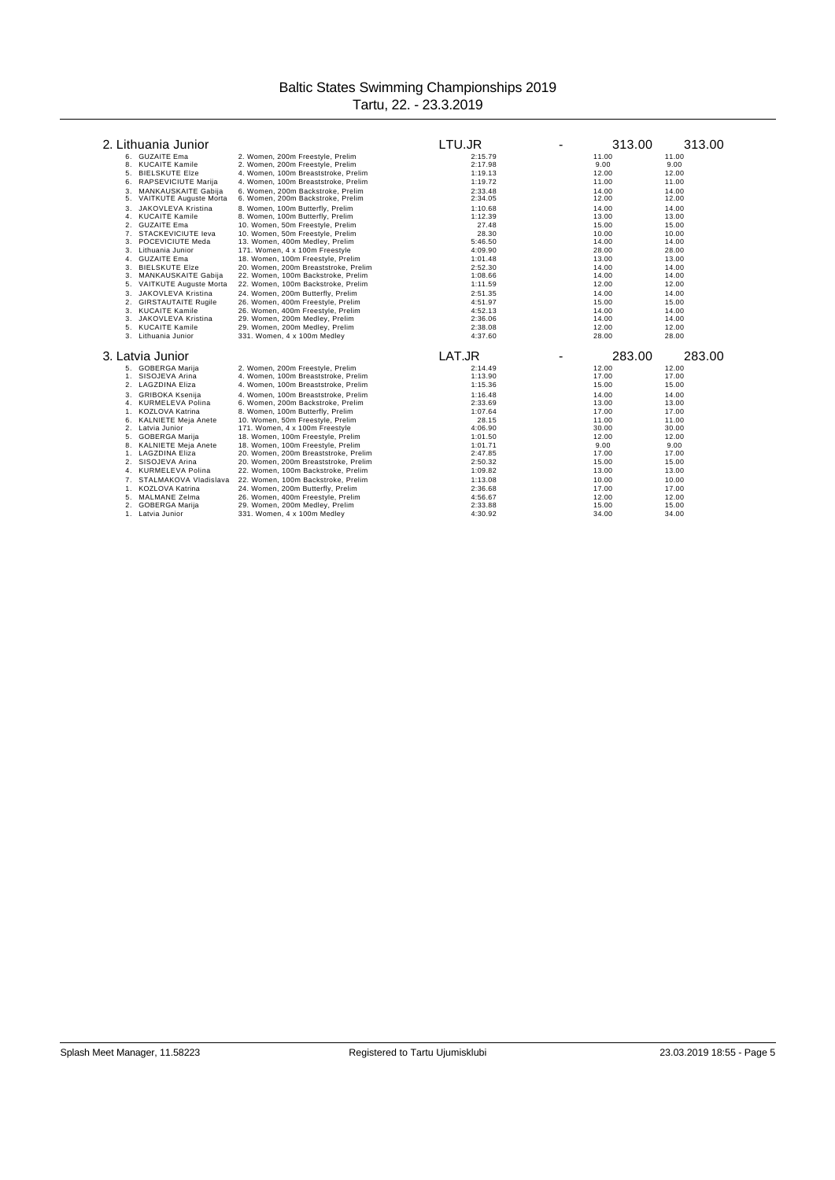# Baltic States Swimming Championships 2019

Tartu, 22. - 23.3.2019

## 2. Lithuania Junior — LTU.JR — 313.00 — 313.00

| | | | | |
|---|---|---|---|---|
| 6. GUZAITE Ema | 2. Women, 200m Freestyle, Prelim | 2:15.79 | 11.00 | 11.00 |
| 8. KUCAITE Kamile | 2. Women, 200m Freestyle, Prelim | 2:17.98 | 9.00 | 9.00 |
| 5. BIELSKUTE Elze | 4. Women, 100m Breaststroke, Prelim | 1:19.13 | 12.00 | 12.00 |
| 6. RAPSEVICIUTE Marija | 4. Women, 100m Breaststroke, Prelim | 1:19.72 | 11.00 | 11.00 |
| 3. MANKAUSKAITE Gabija | 6. Women, 200m Backstroke, Prelim | 2:33.48 | 14.00 | 14.00 |
| 5. VAITKUTE Auguste Morta | 6. Women, 200m Backstroke, Prelim | 2:34.05 | 12.00 | 12.00 |
| 3. JAKOVLEVA Kristina | 8. Women, 100m Butterfly, Prelim | 1:10.68 | 14.00 | 14.00 |
| 4. KUCAITE Kamile | 8. Women, 100m Butterfly, Prelim | 1:12.39 | 13.00 | 13.00 |
| 2. GUZAITE Ema | 10. Women, 50m Freestyle, Prelim | 27.48 | 15.00 | 15.00 |
| 7. STACKEVICIUTE Ieva | 10. Women, 50m Freestyle, Prelim | 28.30 | 10.00 | 10.00 |
| 3. POCEVICIUTE Meda | 13. Women, 400m Medley, Prelim | 5:46.50 | 14.00 | 14.00 |
| 3. Lithuania Junior | 171. Women, 4 x 100m Freestyle | 4:09.90 | 28.00 | 28.00 |
| 4. GUZAITE Ema | 18. Women, 100m Freestyle, Prelim | 1:01.48 | 13.00 | 13.00 |
| 3. BIELSKUTE Elze | 20. Women, 200m Breaststroke, Prelim | 2:52.30 | 14.00 | 14.00 |
| 3. MANKAUSKAITE Gabija | 22. Women, 100m Backstroke, Prelim | 1:08.66 | 14.00 | 14.00 |
| 5. VAITKUTE Auguste Morta | 22. Women, 100m Backstroke, Prelim | 1:11.59 | 12.00 | 12.00 |
| 3. JAKOVLEVA Kristina | 24. Women, 200m Butterfly, Prelim | 2:51.35 | 14.00 | 14.00 |
| 2. GIRSTAUTAITE Rugile | 26. Women, 400m Freestyle, Prelim | 4:51.97 | 15.00 | 15.00 |
| 3. KUCAITE Kamile | 26. Women, 400m Freestyle, Prelim | 4:52.13 | 14.00 | 14.00 |
| 3. JAKOVLEVA Kristina | 29. Women, 200m Medley, Prelim | 2:36.06 | 14.00 | 14.00 |
| 5. KUCAITE Kamile | 29. Women, 200m Medley, Prelim | 2:38.08 | 12.00 | 12.00 |
| 3. Lithuania Junior | 331. Women, 4 x 100m Medley | 4:37.60 | 28.00 | 28.00 |

## 3. Latvia Junior — LAT.JR — 283.00 — 283.00

| | | | | |
|---|---|---|---|---|
| 5. GOBERGA Marija | 2. Women, 200m Freestyle, Prelim | 2:14.49 | 12.00 | 12.00 |
| 1. SISOJEVA Arina | 4. Women, 100m Breaststroke, Prelim | 1:13.90 | 17.00 | 17.00 |
| 2. LAGZDINA Eliza | 4. Women, 100m Breaststroke, Prelim | 1:15.36 | 15.00 | 15.00 |
| 3. GRIBOKA Ksenija | 4. Women, 100m Breaststroke, Prelim | 1:16.48 | 14.00 | 14.00 |
| 4. KURMELEVA Polina | 6. Women, 200m Backstroke, Prelim | 2:33.69 | 13.00 | 13.00 |
| 1. KOZLOVA Katrina | 8. Women, 100m Butterfly, Prelim | 1:07.64 | 17.00 | 17.00 |
| 6. KALNIETE Meja Anete | 10. Women, 50m Freestyle, Prelim | 28.15 | 11.00 | 11.00 |
| 2. Latvia Junior | 171. Women, 4 x 100m Freestyle | 4:06.90 | 30.00 | 30.00 |
| 5. GOBERGA Marija | 18. Women, 100m Freestyle, Prelim | 1:01.50 | 12.00 | 12.00 |
| 8. KALNIETE Meja Anete | 18. Women, 100m Freestyle, Prelim | 1:01.71 | 9.00 | 9.00 |
| 1. LAGZDINA Eliza | 20. Women, 200m Breaststroke, Prelim | 2:47.85 | 17.00 | 17.00 |
| 2. SISOJEVA Arina | 20. Women, 200m Breaststroke, Prelim | 2:50.32 | 15.00 | 15.00 |
| 4. KURMELEVA Polina | 22. Women, 100m Backstroke, Prelim | 1:09.82 | 13.00 | 13.00 |
| 7. STALMAKOVA Vladislava | 22. Women, 100m Backstroke, Prelim | 1:13.08 | 10.00 | 10.00 |
| 1. KOZLOVA Katrina | 24. Women, 200m Butterfly, Prelim | 2:36.68 | 17.00 | 17.00 |
| 5. MALMANE Zelma | 26. Women, 400m Freestyle, Prelim | 4:56.67 | 12.00 | 12.00 |
| 2. GOBERGA Marija | 29. Women, 200m Medley, Prelim | 2:33.88 | 15.00 | 15.00 |
| 1. Latvia Junior | 331. Women, 4 x 100m Medley | 4:30.92 | 34.00 | 34.00 |